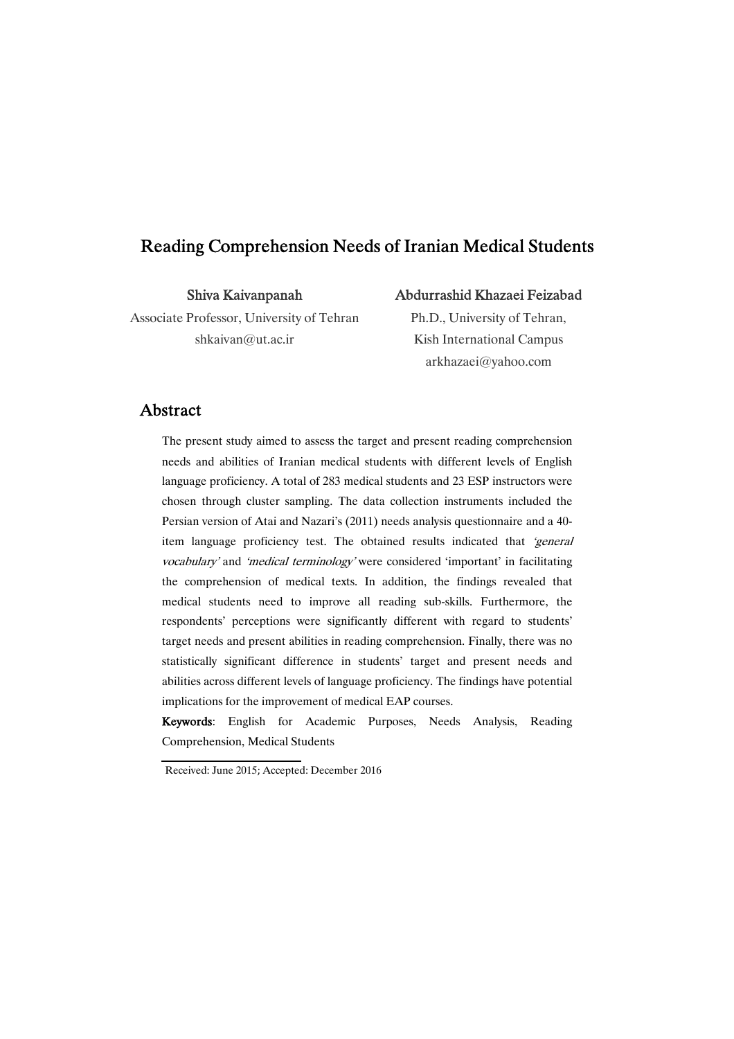# Reading Comprehension Needs of Iranian Medical Students

**Shiva Kaivanpanah**
Associate Professor, University of Tehran
shkaivan@ut.ac.ir

**Abdurrashid Khazaei Feizabad**
Ph.D., University of Tehran,
Kish International Campus
arkhazaei@yahoo.com

## Abstract

The present study aimed to assess the target and present reading comprehension needs and abilities of Iranian medical students with different levels of English language proficiency. A total of 283 medical students and 23 ESP instructors were chosen through cluster sampling. The data collection instruments included the Persian version of Atai and Nazari's (2011) needs analysis questionnaire and a 40-item language proficiency test. The obtained results indicated that *'general vocabulary'* and *'medical terminology'* were considered 'important' in facilitating the comprehension of medical texts. In addition, the findings revealed that medical students need to improve all reading sub-skills. Furthermore, the respondents' perceptions were significantly different with regard to students' target needs and present abilities in reading comprehension. Finally, there was no statistically significant difference in students' target and present needs and abilities across different levels of language proficiency. The findings have potential implications for the improvement of medical EAP courses.

**Keywords**: English for Academic Purposes, Needs Analysis, Reading Comprehension, Medical Students

Received: June 2015; Accepted: December 2016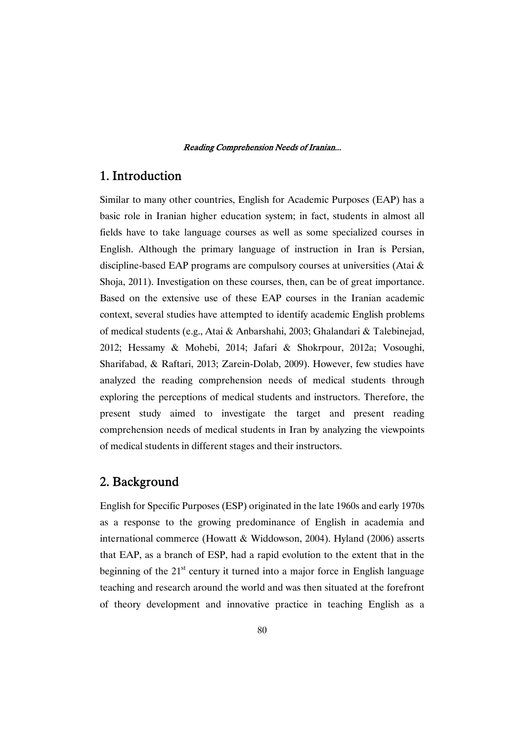## 1. Introduction

Similar to many other countries, English for Academic Purposes (EAP) has a basic role in Iranian higher education system; in fact, students in almost all fields have to take language courses as well as some specialized courses in English. Although the primary language of instruction in Iran is Persian, discipline-based EAP programs are compulsory courses at universities (Atai & Shoja, 2011). Investigation on these courses, then, can be of great importance. Based on the extensive use of these EAP courses in the Iranian academic context, several studies have attempted to identify academic English problems of medical students (e.g., Atai & Anbarshahi, 2003; Ghalandari & Talebinejad, 2012; Hessamy & Mohebi, 2014; Jafari & Shokrpour, 2012a; Vosoughi, Sharifabad, & Raftari, 2013; Zarein-Dolab, 2009). However, few studies have analyzed the reading comprehension needs of medical students through exploring the perceptions of medical students and instructors. Therefore, the present study aimed to investigate the target and present reading comprehension needs of medical students in Iran by analyzing the viewpoints of medical students in different stages and their instructors.

## 2. Background

English for Specific Purposes (ESP) originated in the late 1960s and early 1970s as a response to the growing predominance of English in academia and international commerce (Howatt & Widdowson, 2004). Hyland (2006) asserts that EAP, as a branch of ESP, had a rapid evolution to the extent that in the beginning of the 21st century it turned into a major force in English language teaching and research around the world and was then situated at the forefront of theory development and innovative practice in teaching English as a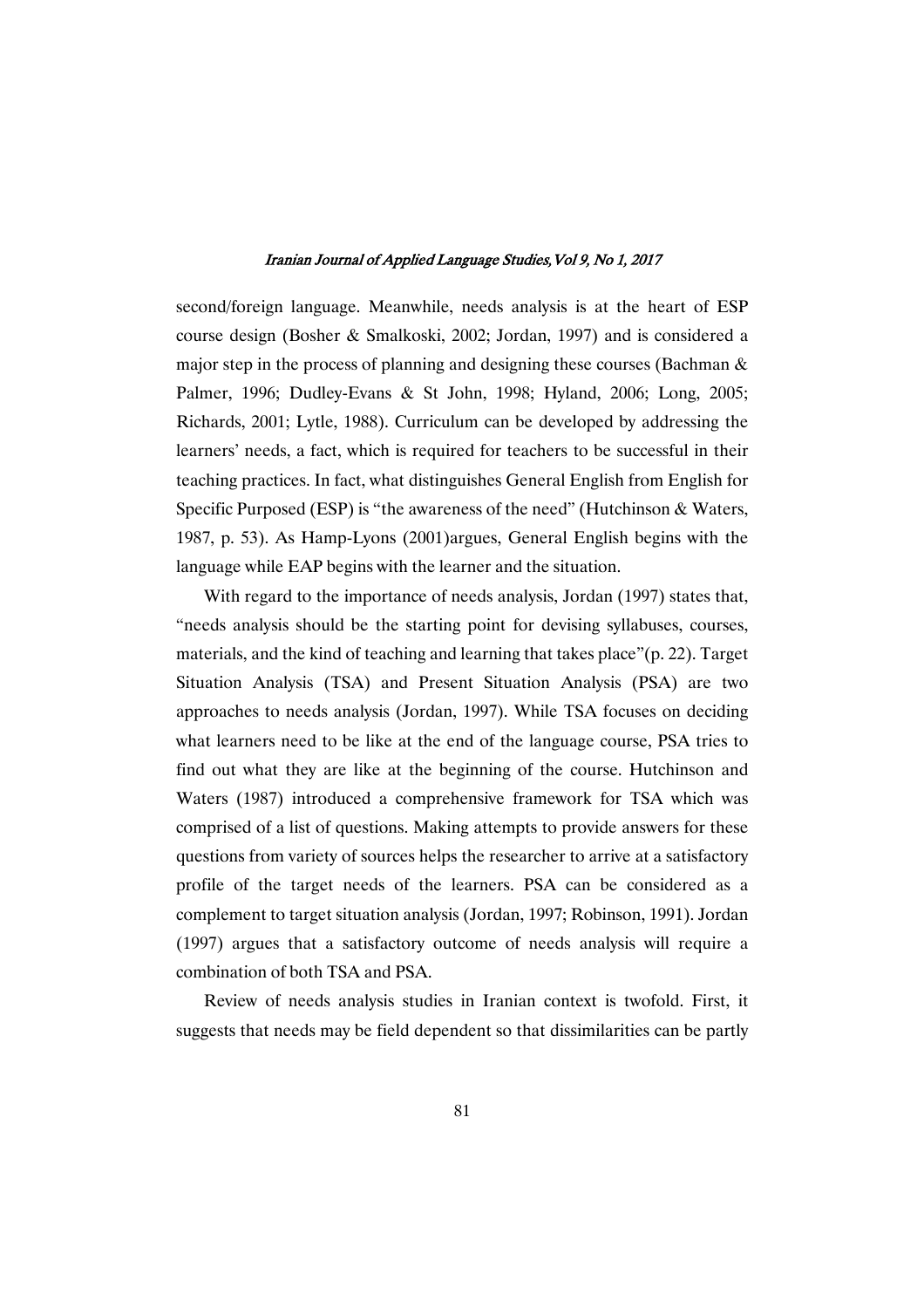second/foreign language. Meanwhile, needs analysis is at the heart of ESP course design (Bosher & Smalkoski, 2002; Jordan, 1997) and is considered a major step in the process of planning and designing these courses (Bachman & Palmer, 1996; Dudley-Evans & St John, 1998; Hyland, 2006; Long, 2005; Richards, 2001; Lytle, 1988). Curriculum can be developed by addressing the learners' needs, a fact, which is required for teachers to be successful in their teaching practices. In fact, what distinguishes General English from English for Specific Purposed (ESP) is "the awareness of the need" (Hutchinson & Waters, 1987, p. 53). As Hamp-Lyons (2001)argues, General English begins with the language while EAP begins with the learner and the situation.

With regard to the importance of needs analysis, Jordan (1997) states that, "needs analysis should be the starting point for devising syllabuses, courses, materials, and the kind of teaching and learning that takes place"(p. 22). Target Situation Analysis (TSA) and Present Situation Analysis (PSA) are two approaches to needs analysis (Jordan, 1997). While TSA focuses on deciding what learners need to be like at the end of the language course, PSA tries to find out what they are like at the beginning of the course. Hutchinson and Waters (1987) introduced a comprehensive framework for TSA which was comprised of a list of questions. Making attempts to provide answers for these questions from variety of sources helps the researcher to arrive at a satisfactory profile of the target needs of the learners. PSA can be considered as a complement to target situation analysis (Jordan, 1997; Robinson, 1991). Jordan (1997) argues that a satisfactory outcome of needs analysis will require a combination of both TSA and PSA.

Review of needs analysis studies in Iranian context is twofold. First, it suggests that needs may be field dependent so that dissimilarities can be partly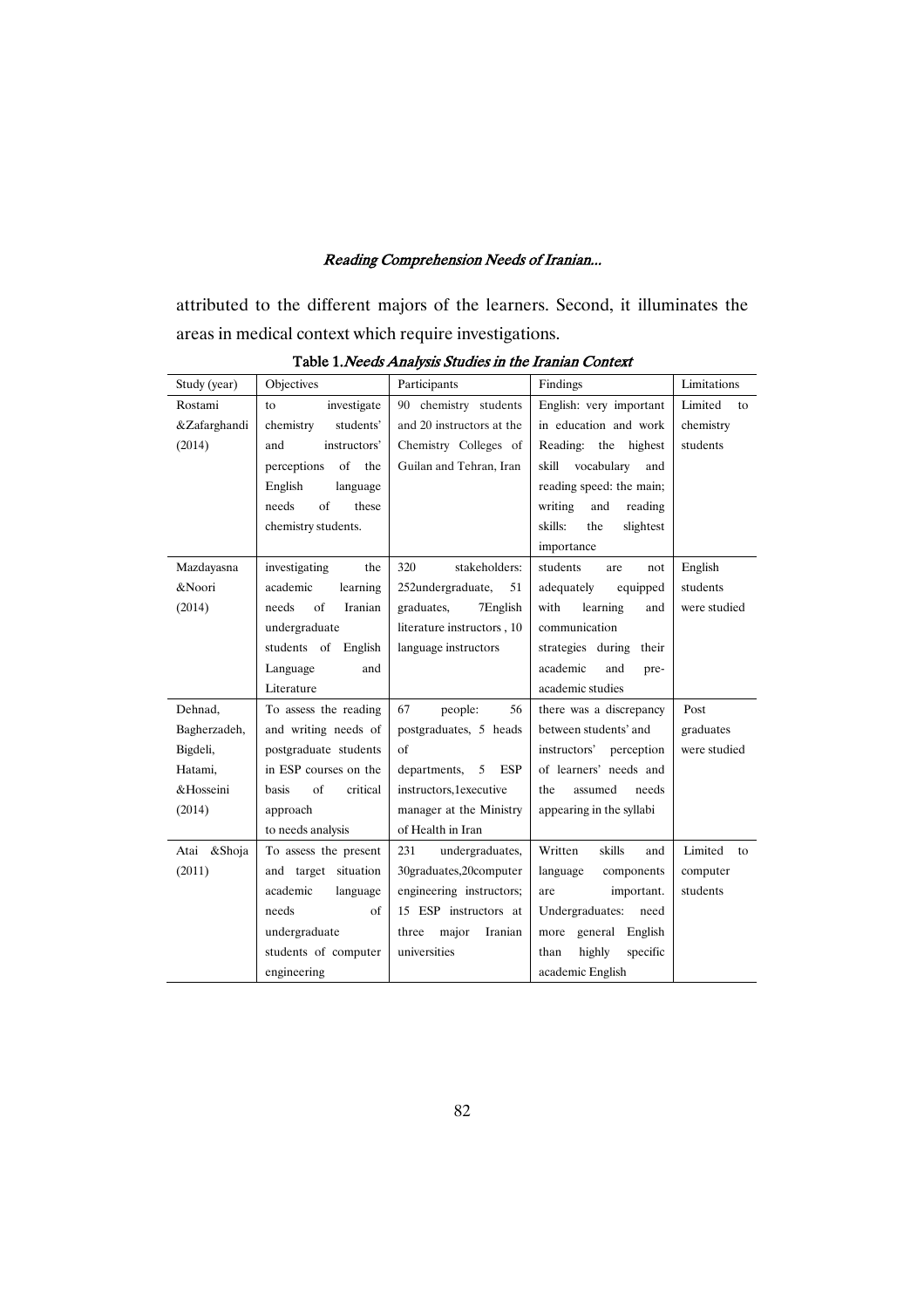attributed to the different majors of the learners. Second, it illuminates the areas in medical context which require investigations.

**Table 1.** *Needs Analysis Studies in the Iranian Context*

| Study (year) | Objectives | Participants | Findings | Limitations |
|---|---|---|---|---|
| Rostami &Zafarghandi (2014) | to investigate chemistry students' and instructors' perceptions of the English language needs of these chemistry students. | 90 chemistry students and 20 instructors at the Chemistry Colleges of Guilan and Tehran, Iran | English: very important in education and work Reading: the highest skill vocabulary and reading speed: the main; writing and reading skills: the slightest importance | Limited to chemistry students |
| Mazdayasna &Noori (2014) | investigating the academic learning needs of Iranian undergraduate students of English Language and Literature | 320 stakeholders: 252undergraduate, 51 graduates, 7English literature instructors , 10 language instructors | students are not adequately equipped with learning and communication strategies during their academic and pre-academic studies | English students were studied |
| Dehnad, Bagherzadeh, Bigdeli, Hatami, &Hosseini (2014) | To assess the reading and writing needs of postgraduate students in ESP courses on the basis of critical approach to needs analysis | 67 people: 56 postgraduates, 5 heads of departments, 5 ESP instructors,1executive manager at the Ministry of Health in Iran | there was a discrepancy between students' and instructors' perception of learners' needs and the assumed needs appearing in the syllabi | Post graduates were studied |
| Atai &Shoja (2011) | To assess the present and target situation academic language needs of undergraduate students of computer engineering | 231 undergraduates, 30graduates,20computer engineering instructors; 15 ESP instructors at three major Iranian universities | Written skills and language components are important. Undergraduates: need more general English than highly specific academic English | Limited to computer students |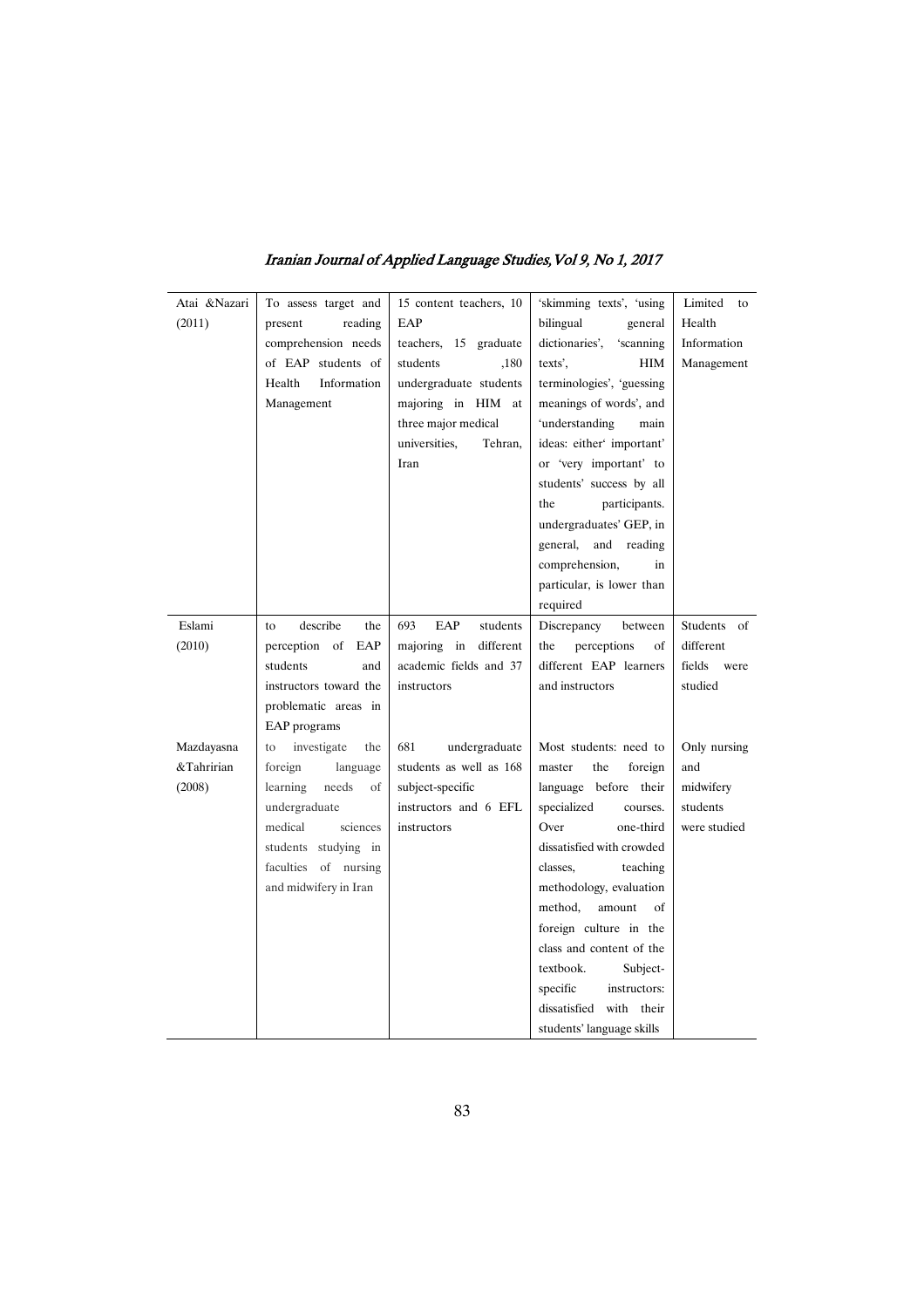| Atai &Nazari (2011) | To assess target and present reading comprehension needs of EAP students of Health Information Management | 15 content teachers, 10 EAP teachers, 15 graduate students ,180 undergraduate students majoring in HIM at three major medical universities, Tehran, Iran | 'skimming texts', 'using bilingual general dictionaries', 'scanning texts', HIM terminologies', 'guessing meanings of words', and 'understanding main ideas: either' important' or 'very important' to students' success by all the participants. undergraduates' GEP, in general, and reading comprehension, in particular, is lower than required | Limited to Health Information Management |
|---|---|---|---|---|
| Eslami (2010) | to describe the perception of EAP students and instructors toward the problematic areas in EAP programs | 693 EAP students majoring in different academic fields and 37 instructors | Discrepancy between the perceptions of different EAP learners and instructors | Students of different fields were studied |
| Mazdayasna &Tahririan (2008) | to investigate the foreign language learning needs of undergraduate medical sciences students studying in faculties of nursing and midwifery in Iran | 681 undergraduate students as well as 168 subject-specific instructors and 6 EFL instructors | Most students: need to master the foreign language before their specialized courses. Over one-third dissatisfied with crowded classes, teaching methodology, evaluation method, amount of foreign culture in the class and content of the textbook. Subject-specific instructors: dissatisfied with their students' language skills | Only nursing and midwifery students were studied |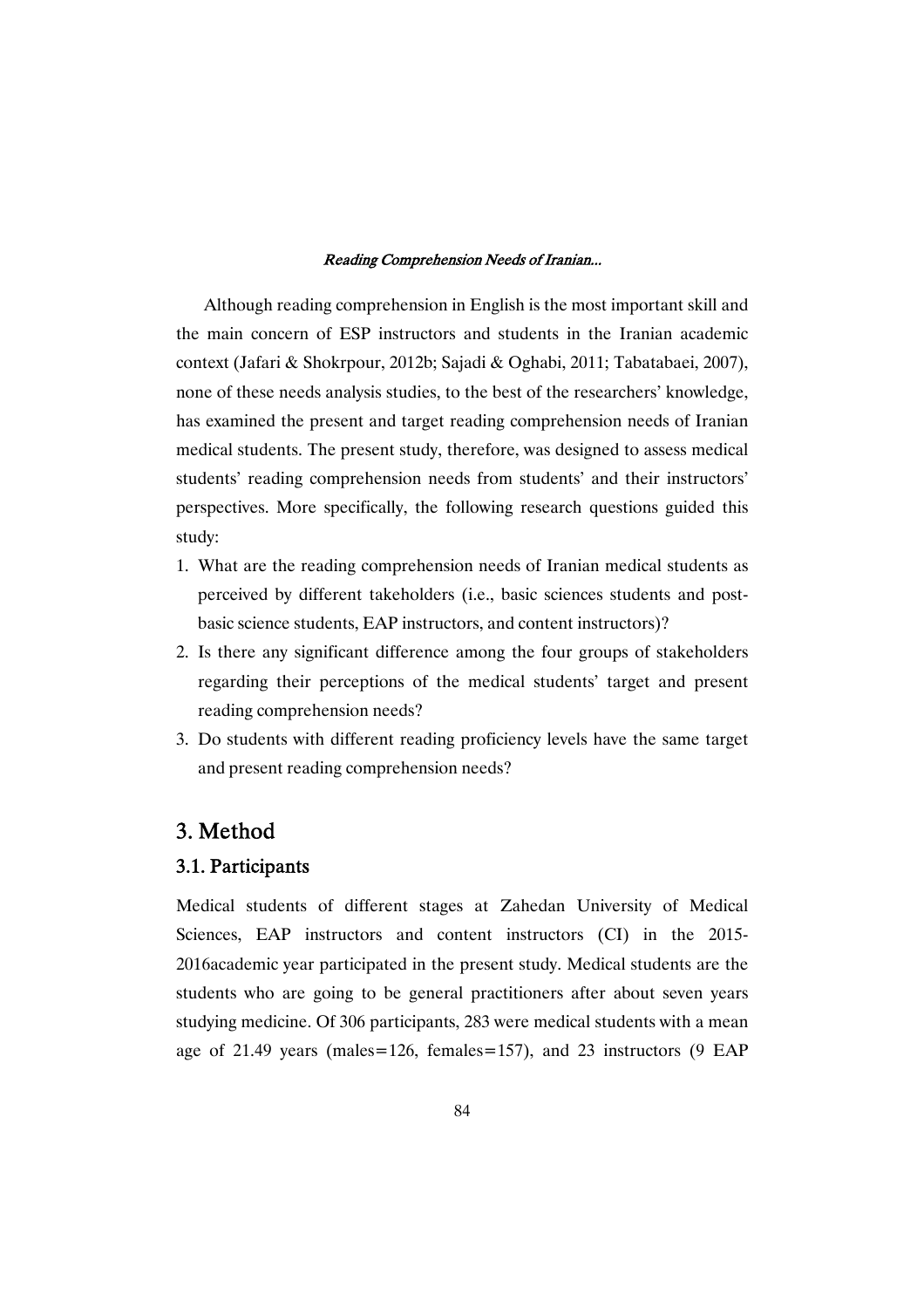Although reading comprehension in English is the most important skill and the main concern of ESP instructors and students in the Iranian academic context (Jafari & Shokrpour, 2012b; Sajadi & Oghabi, 2011; Tabatabaei, 2007), none of these needs analysis studies, to the best of the researchers' knowledge, has examined the present and target reading comprehension needs of Iranian medical students. The present study, therefore, was designed to assess medical students' reading comprehension needs from students' and their instructors' perspectives. More specifically, the following research questions guided this study:

1. What are the reading comprehension needs of Iranian medical students as perceived by different takeholders (i.e., basic sciences students and post-basic science students, EAP instructors, and content instructors)?
2. Is there any significant difference among the four groups of stakeholders regarding their perceptions of the medical students' target and present reading comprehension needs?
3. Do students with different reading proficiency levels have the same target and present reading comprehension needs?

## 3. Method

### 3.1. Participants

Medical students of different stages at Zahedan University of Medical Sciences, EAP instructors and content instructors (CI) in the 2015-2016academic year participated in the present study. Medical students are the students who are going to be general practitioners after about seven years studying medicine. Of 306 participants, 283 were medical students with a mean age of 21.49 years (males=126, females=157), and 23 instructors (9 EAP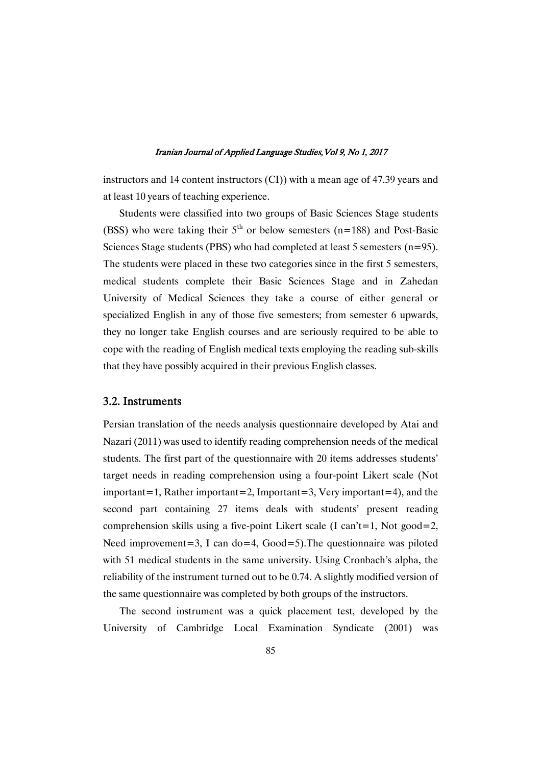instructors and 14 content instructors (CI)) with a mean age of 47.39 years and at least 10 years of teaching experience.

Students were classified into two groups of Basic Sciences Stage students (BSS) who were taking their $5^{th}$ or below semesters (n=188) and Post-Basic Sciences Stage students (PBS) who had completed at least 5 semesters (n=95). The students were placed in these two categories since in the first 5 semesters, medical students complete their Basic Sciences Stage and in Zahedan University of Medical Sciences they take a course of either general or specialized English in any of those five semesters; from semester 6 upwards, they no longer take English courses and are seriously required to be able to cope with the reading of English medical texts employing the reading sub-skills that they have possibly acquired in their previous English classes.

## 3.2. Instruments

Persian translation of the needs analysis questionnaire developed by Atai and Nazari (2011) was used to identify reading comprehension needs of the medical students. The first part of the questionnaire with 20 items addresses students' target needs in reading comprehension using a four-point Likert scale (Not important=1, Rather important=2, Important=3, Very important=4), and the second part containing 27 items deals with students' present reading comprehension skills using a five-point Likert scale (I can't=1, Not good=2, Need improvement=3, I can do=4, Good=5).The questionnaire was piloted with 51 medical students in the same university. Using Cronbach's alpha, the reliability of the instrument turned out to be 0.74. A slightly modified version of the same questionnaire was completed by both groups of the instructors.

The second instrument was a quick placement test, developed by the University of Cambridge Local Examination Syndicate (2001) was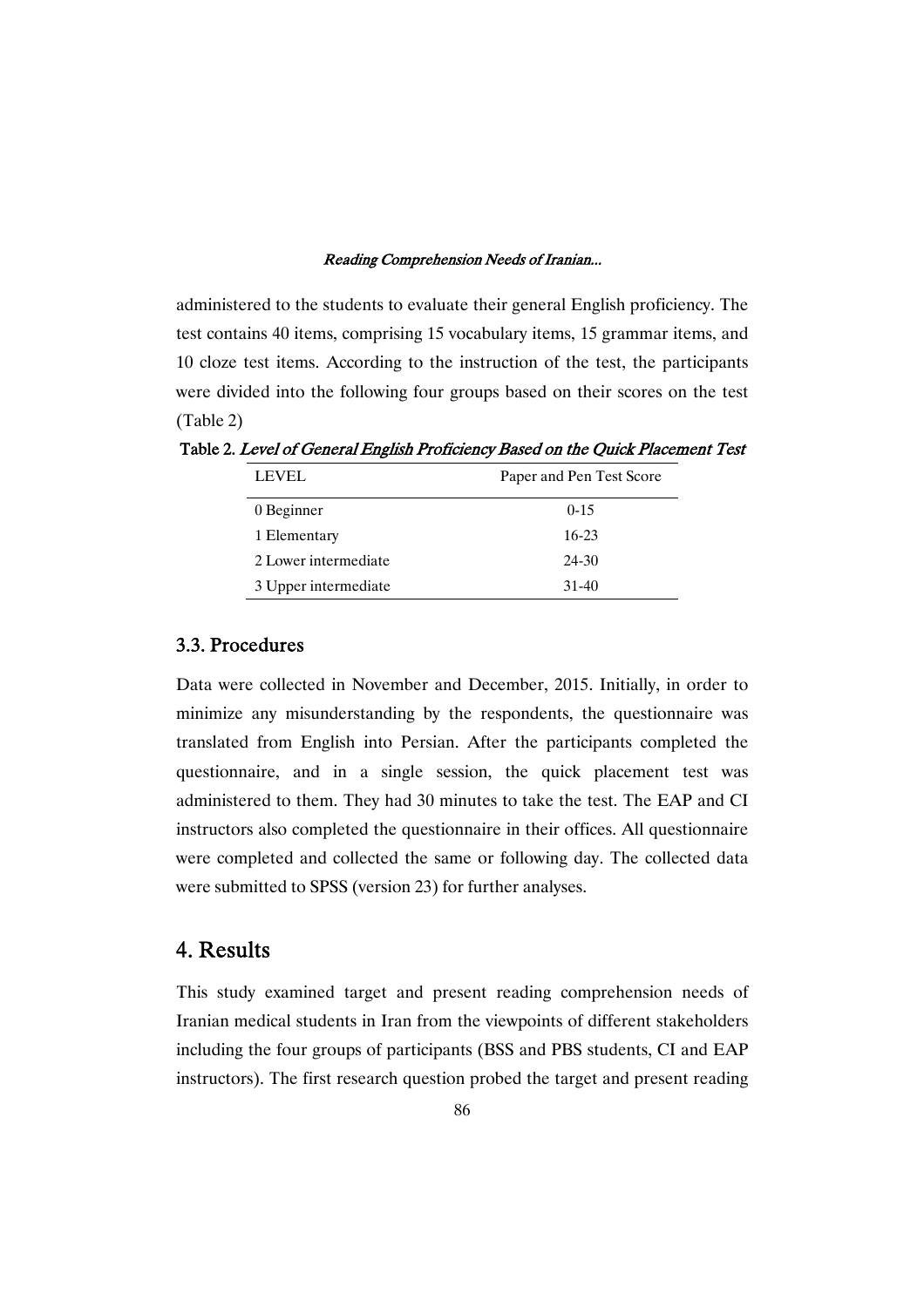administered to the students to evaluate their general English proficiency. The test contains 40 items, comprising 15 vocabulary items, 15 grammar items, and 10 cloze test items. According to the instruction of the test, the participants were divided into the following four groups based on their scores on the test (Table 2)

**Table 2.** *Level of General English Proficiency Based on the Quick Placement Test*

| LEVEL | Paper and Pen Test Score |
|---|---|
| 0 Beginner | 0-15 |
| 1 Elementary | 16-23 |
| 2 Lower intermediate | 24-30 |
| 3 Upper intermediate | 31-40 |

### 3.3. Procedures

Data were collected in November and December, 2015. Initially, in order to minimize any misunderstanding by the respondents, the questionnaire was translated from English into Persian. After the participants completed the questionnaire, and in a single session, the quick placement test was administered to them. They had 30 minutes to take the test. The EAP and CI instructors also completed the questionnaire in their offices. All questionnaire were completed and collected the same or following day. The collected data were submitted to SPSS (version 23) for further analyses.

## 4. Results

This study examined target and present reading comprehension needs of Iranian medical students in Iran from the viewpoints of different stakeholders including the four groups of participants (BSS and PBS students, CI and EAP instructors). The first research question probed the target and present reading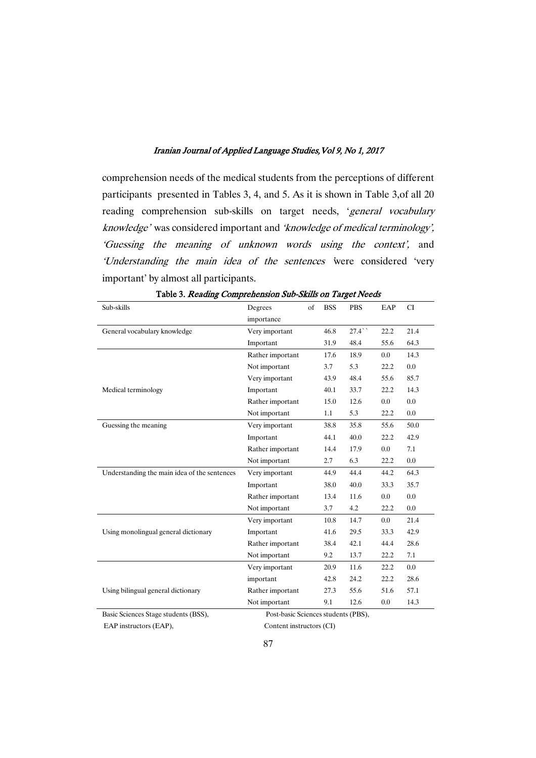comprehension needs of the medical students from the perceptions of different participants presented in Tables 3, 4, and 5. As it is shown in Table 3,of all 20 reading comprehension sub-skills on target needs, '*general vocabulary knowledge*' was considered important and *'knowledge of medical terminology', 'Guessing the meaning of unknown words using the context',* and *'Understanding the main idea of the sentences* 'were considered 'very important' by almost all participants.

**Table 3.** *Reading Comprehension Sub-Skills on Target Needs*

| Sub-skills | Degrees of importance | BSS | PBS | EAP | CI |
|---|---|---|---|---|---|
| General vocabulary knowledge | Very important | 46.8 | 27.4`` | 22.2 | 21.4 |
| | Important | 31.9 | 48.4 | 55.6 | 64.3 |
| | Rather important | 17.6 | 18.9 | 0.0 | 14.3 |
| | Not important | 3.7 | 5.3 | 22.2 | 0.0 |
| Medical terminology | Very important | 43.9 | 48.4 | 55.6 | 85.7 |
| | Important | 40.1 | 33.7 | 22.2 | 14.3 |
| | Rather important | 15.0 | 12.6 | 0.0 | 0.0 |
| | Not important | 1.1 | 5.3 | 22.2 | 0.0 |
| Guessing the meaning | Very important | 38.8 | 35.8 | 55.6 | 50.0 |
| | Important | 44.1 | 40.0 | 22.2 | 42.9 |
| | Rather important | 14.4 | 17.9 | 0.0 | 7.1 |
| | Not important | 2.7 | 6.3 | 22.2 | 0.0 |
| Understanding the main idea of the sentences | Very important | 44.9 | 44.4 | 44.2 | 64.3 |
| | Important | 38.0 | 40.0 | 33.3 | 35.7 |
| | Rather important | 13.4 | 11.6 | 0.0 | 0.0 |
| | Not important | 3.7 | 4.2 | 22.2 | 0.0 |
| Using monolingual general dictionary | Very important | 10.8 | 14.7 | 0.0 | 21.4 |
| | Important | 41.6 | 29.5 | 33.3 | 42.9 |
| | Rather important | 38.4 | 42.1 | 44.4 | 28.6 |
| | Not important | 9.2 | 13.7 | 22.2 | 7.1 |
| Using bilingual general dictionary | Very important | 20.9 | 11.6 | 22.2 | 0.0 |
| | important | 42.8 | 24.2 | 22.2 | 28.6 |
| | Rather important | 27.3 | 55.6 | 51.6 | 57.1 |
| | Not important | 9.1 | 12.6 | 0.0 | 14.3 |

Basic Sciences Stage students (BSS), Post-basic Sciences students (PBS), EAP instructors (EAP), Content instructors (CI)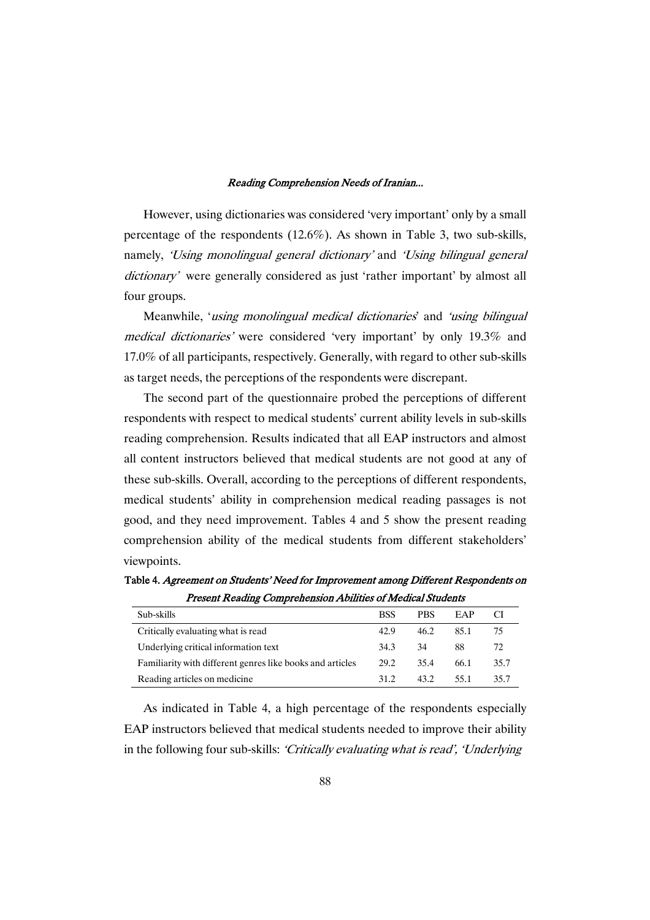However, using dictionaries was considered 'very important' only by a small percentage of the respondents (12.6%). As shown in Table 3, two sub-skills, namely, *'Using monolingual general dictionary'* and *'Using bilingual general dictionary'* were generally considered as just 'rather important' by almost all four groups.

Meanwhile, '*using monolingual medical dictionaries*' and *'using bilingual medical dictionaries'* were considered 'very important' by only 19.3% and 17.0% of all participants, respectively. Generally, with regard to other sub-skills as target needs, the perceptions of the respondents were discrepant.

The second part of the questionnaire probed the perceptions of different respondents with respect to medical students' current ability levels in sub-skills reading comprehension. Results indicated that all EAP instructors and almost all content instructors believed that medical students are not good at any of these sub-skills. Overall, according to the perceptions of different respondents, medical students' ability in comprehension medical reading passages is not good, and they need improvement. Tables 4 and 5 show the present reading comprehension ability of the medical students from different stakeholders' viewpoints.

**Table 4.** *Agreement on Students' Need for Improvement among Different Respondents on Present Reading Comprehension Abilities of Medical Students*

| Sub-skills | BSS | PBS | EAP | CI |
|---|---|---|---|---|
| Critically evaluating what is read | 42.9 | 46.2 | 85.1 | 75 |
| Underlying critical information text | 34.3 | 34 | 88 | 72 |
| Familiarity with different genres like books and articles | 29.2 | 35.4 | 66.1 | 35.7 |
| Reading articles on medicine | 31.2 | 43.2 | 55.1 | 35.7 |

As indicated in Table 4, a high percentage of the respondents especially EAP instructors believed that medical students needed to improve their ability in the following four sub-skills: *'Critically evaluating what is read'*, *'Underlying*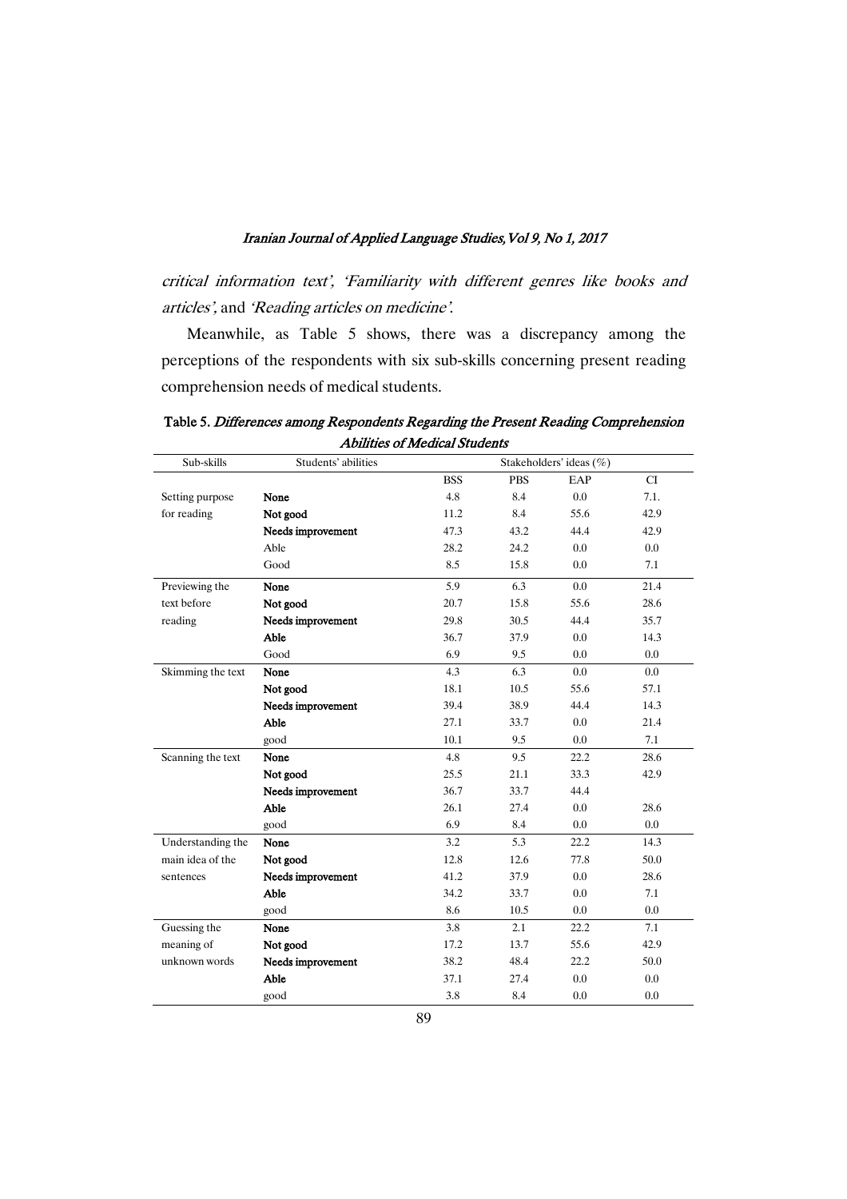*critical information text', 'Familiarity with different genres like books and articles',* and *'Reading articles on medicine'.*

Meanwhile, as Table 5 shows, there was a discrepancy among the perceptions of the respondents with six sub-skills concerning present reading comprehension needs of medical students.

**Table 5.** *Differences among Respondents Regarding the Present Reading Comprehension Abilities of Medical Students*

| Sub-skills | Students' abilities | Stakeholders' ideas (%) | | | |
|---|---|---|---|---|---|
| | | BSS | PBS | EAP | CI |
| Setting purpose for reading | **None** | 4.8 | 8.4 | 0.0 | 7.1. |
| | **Not good** | 11.2 | 8.4 | 55.6 | 42.9 |
| | **Needs improvement** | 47.3 | 43.2 | 44.4 | 42.9 |
| | Able | 28.2 | 24.2 | 0.0 | 0.0 |
| | Good | 8.5 | 15.8 | 0.0 | 7.1 |
| Previewing the text before reading | **None** | 5.9 | 6.3 | 0.0 | 21.4 |
| | **Not good** | 20.7 | 15.8 | 55.6 | 28.6 |
| | **Needs improvement** | 29.8 | 30.5 | 44.4 | 35.7 |
| | **Able** | 36.7 | 37.9 | 0.0 | 14.3 |
| | Good | 6.9 | 9.5 | 0.0 | 0.0 |
| Skimming the text | **None** | 4.3 | 6.3 | 0.0 | 0.0 |
| | **Not good** | 18.1 | 10.5 | 55.6 | 57.1 |
| | **Needs improvement** | 39.4 | 38.9 | 44.4 | 14.3 |
| | **Able** | 27.1 | 33.7 | 0.0 | 21.4 |
| | good | 10.1 | 9.5 | 0.0 | 7.1 |
| Scanning the text | **None** | 4.8 | 9.5 | 22.2 | 28.6 |
| | **Not good** | 25.5 | 21.1 | 33.3 | 42.9 |
| | **Needs improvement** | 36.7 | 33.7 | 44.4 | |
| | **Able** | 26.1 | 27.4 | 0.0 | 28.6 |
| | good | 6.9 | 8.4 | 0.0 | 0.0 |
| Understanding the main idea of the sentences | **None** | 3.2 | 5.3 | 22.2 | 14.3 |
| | **Not good** | 12.8 | 12.6 | 77.8 | 50.0 |
| | **Needs improvement** | 41.2 | 37.9 | 0.0 | 28.6 |
| | **Able** | 34.2 | 33.7 | 0.0 | 7.1 |
| | good | 8.6 | 10.5 | 0.0 | 0.0 |
| Guessing the meaning of unknown words | **None** | 3.8 | 2.1 | 22.2 | 7.1 |
| | **Not good** | 17.2 | 13.7 | 55.6 | 42.9 |
| | **Needs improvement** | 38.2 | 48.4 | 22.2 | 50.0 |
| | **Able** | 37.1 | 27.4 | 0.0 | 0.0 |
| | good | 3.8 | 8.4 | 0.0 | 0.0 |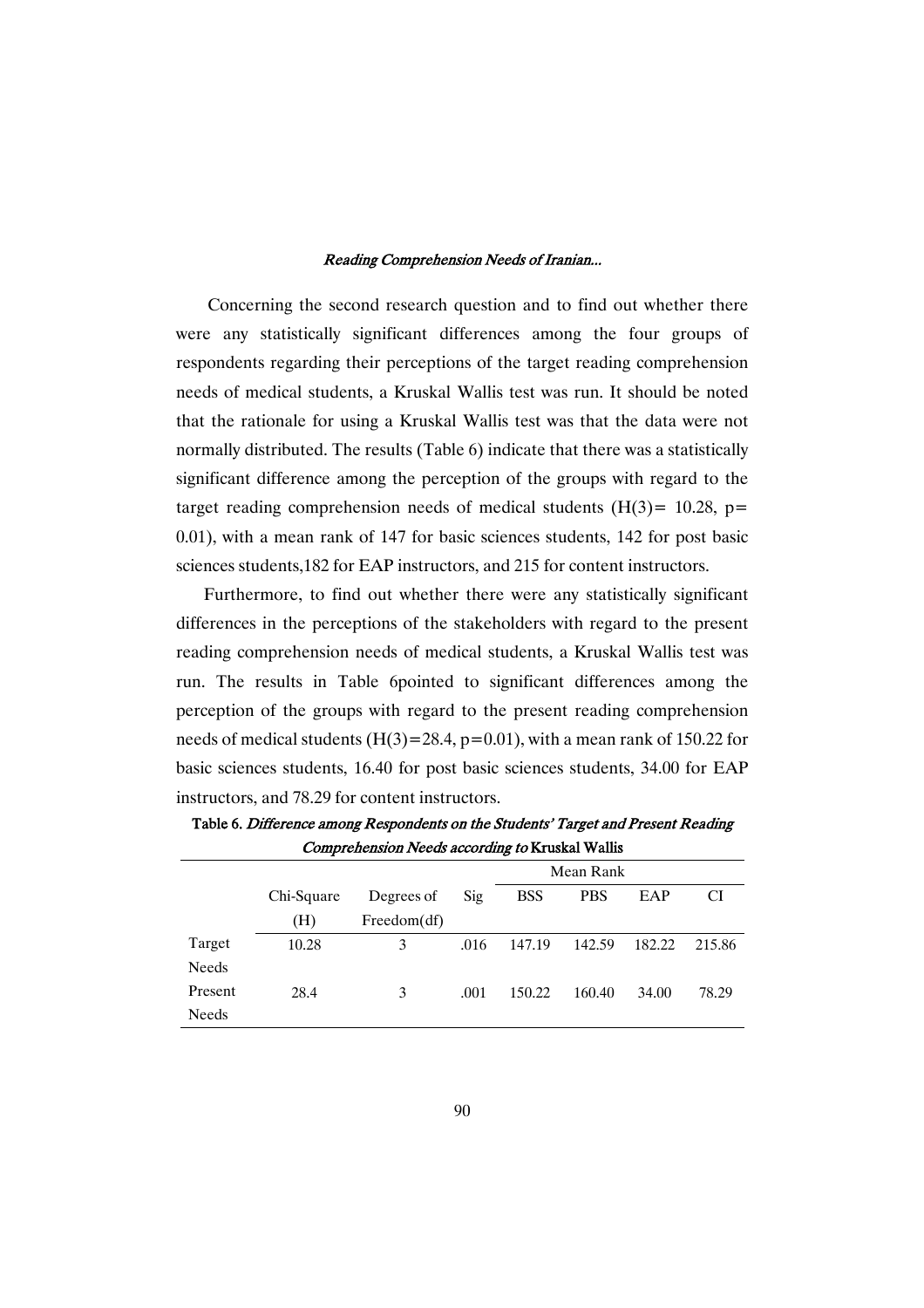Concerning the second research question and to find out whether there were any statistically significant differences among the four groups of respondents regarding their perceptions of the target reading comprehension needs of medical students, a Kruskal Wallis test was run. It should be noted that the rationale for using a Kruskal Wallis test was that the data were not normally distributed. The results (Table 6) indicate that there was a statistically significant difference among the perception of the groups with regard to the target reading comprehension needs of medical students ($H(3)= 10.28$, $p= 0.01$), with a mean rank of 147 for basic sciences students, 142 for post basic sciences students,182 for EAP instructors, and 215 for content instructors.

Furthermore, to find out whether there were any statistically significant differences in the perceptions of the stakeholders with regard to the present reading comprehension needs of medical students, a Kruskal Wallis test was run. The results in Table 6pointed to significant differences among the perception of the groups with regard to the present reading comprehension needs of medical students ($H(3)=28.4$, $p=0.01$), with a mean rank of 150.22 for basic sciences students, 16.40 for post basic sciences students, 34.00 for EAP instructors, and 78.29 for content instructors.

**Table 6.** *Difference among Respondents on the Students' Target and Present Reading Comprehension Needs according to* **Kruskal Wallis**

| | Chi-Square (H) | Degrees of Freedom(df) | Sig | Mean Rank | | | |
|---|---|---|---|---|---|---|---|
| | | | | BSS | PBS | EAP | CI |
| Target Needs | 10.28 | 3 | .016 | 147.19 | 142.59 | 182.22 | 215.86 |
| Present Needs | 28.4 | 3 | .001 | 150.22 | 160.40 | 34.00 | 78.29 |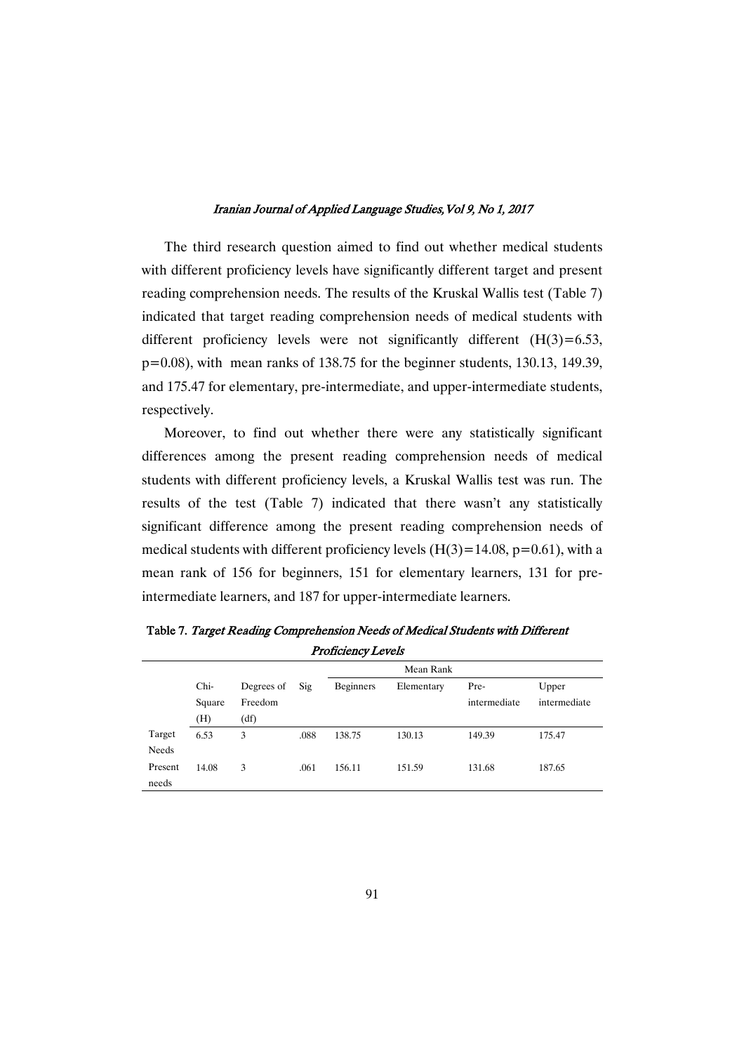The third research question aimed to find out whether medical students with different proficiency levels have significantly different target and present reading comprehension needs. The results of the Kruskal Wallis test (Table 7) indicated that target reading comprehension needs of medical students with different proficiency levels were not significantly different ($H(3)=6.53$, $p=0.08$), with mean ranks of 138.75 for the beginner students, 130.13, 149.39, and 175.47 for elementary, pre-intermediate, and upper-intermediate students, respectively.

Moreover, to find out whether there were any statistically significant differences among the present reading comprehension needs of medical students with different proficiency levels, a Kruskal Wallis test was run. The results of the test (Table 7) indicated that there wasn't any statistically significant difference among the present reading comprehension needs of medical students with different proficiency levels ($H(3)=14.08$, $p=0.61$), with a mean rank of 156 for beginners, 151 for elementary learners, 131 for pre-intermediate learners, and 187 for upper-intermediate learners.

**Table 7.** *Target Reading Comprehension Needs of Medical Students with Different Proficiency Levels*

| | Chi-Square (H) | Degrees of Freedom (df) | Sig | Mean Rank | | | |
|---|---|---|---|---|---|---|---|
| | | | | Beginners | Elementary | Pre-intermediate | Upper intermediate |
| Target Needs | 6.53 | 3 | .088 | 138.75 | 130.13 | 149.39 | 175.47 |
| Present needs | 14.08 | 3 | .061 | 156.11 | 151.59 | 131.68 | 187.65 |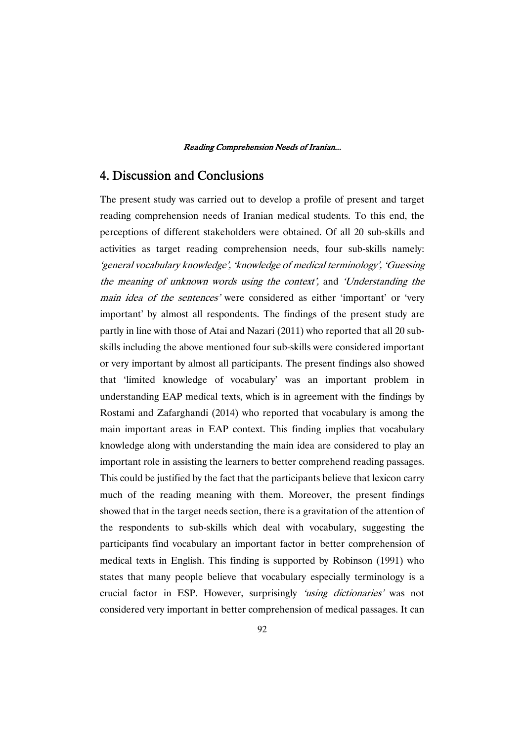## 4. Discussion and Conclusions

The present study was carried out to develop a profile of present and target reading comprehension needs of Iranian medical students. To this end, the perceptions of different stakeholders were obtained. Of all 20 sub-skills and activities as target reading comprehension needs, four sub-skills namely: *'general vocabulary knowledge', 'knowledge of medical terminology', 'Guessing the meaning of unknown words using the context',* and *'Understanding the main idea of the sentences'* were considered as either 'important' or 'very important' by almost all respondents. The findings of the present study are partly in line with those of Atai and Nazari (2011) who reported that all 20 sub-skills including the above mentioned four sub-skills were considered important or very important by almost all participants. The present findings also showed that 'limited knowledge of vocabulary' was an important problem in understanding EAP medical texts, which is in agreement with the findings by Rostami and Zafarghandi (2014) who reported that vocabulary is among the main important areas in EAP context. This finding implies that vocabulary knowledge along with understanding the main idea are considered to play an important role in assisting the learners to better comprehend reading passages. This could be justified by the fact that the participants believe that lexicon carry much of the reading meaning with them. Moreover, the present findings showed that in the target needs section, there is a gravitation of the attention of the respondents to sub-skills which deal with vocabulary, suggesting the participants find vocabulary an important factor in better comprehension of medical texts in English. This finding is supported by Robinson (1991) who states that many people believe that vocabulary especially terminology is a crucial factor in ESP. However, surprisingly *'using dictionaries'* was not considered very important in better comprehension of medical passages. It can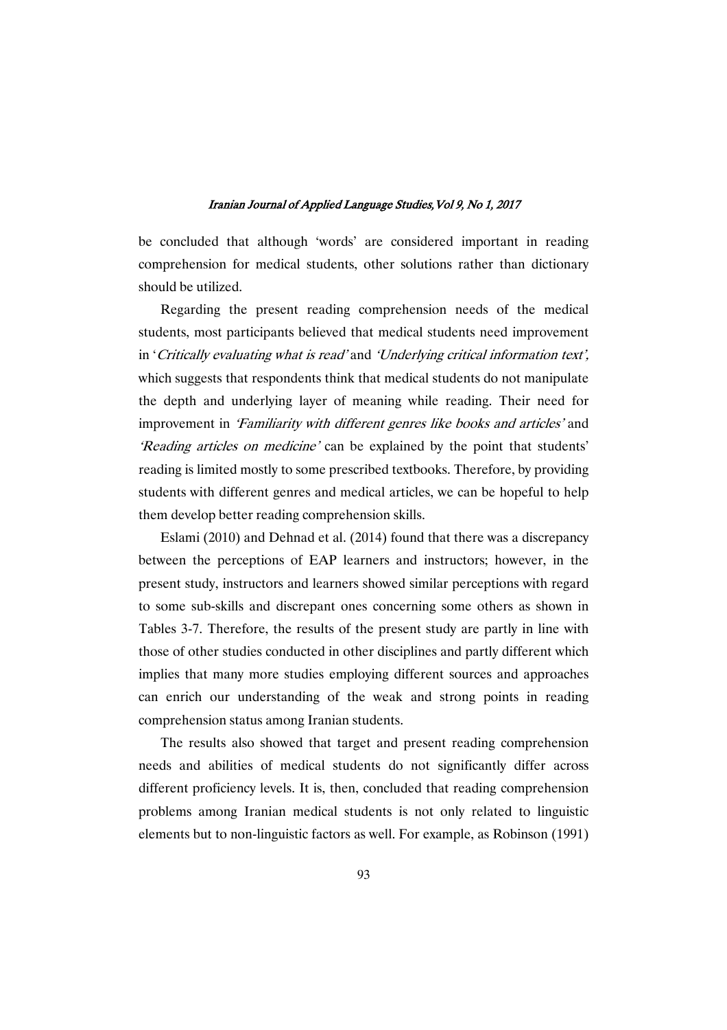be concluded that although 'words' are considered important in reading comprehension for medical students, other solutions rather than dictionary should be utilized.

Regarding the present reading comprehension needs of the medical students, most participants believed that medical students need improvement in '*Critically evaluating what is read*' and *'Underlying critical information text',* which suggests that respondents think that medical students do not manipulate the depth and underlying layer of meaning while reading. Their need for improvement in *'Familiarity with different genres like books and articles'* and *'Reading articles on medicine'* can be explained by the point that students' reading is limited mostly to some prescribed textbooks. Therefore, by providing students with different genres and medical articles, we can be hopeful to help them develop better reading comprehension skills.

Eslami (2010) and Dehnad et al. (2014) found that there was a discrepancy between the perceptions of EAP learners and instructors; however, in the present study, instructors and learners showed similar perceptions with regard to some sub-skills and discrepant ones concerning some others as shown in Tables 3-7. Therefore, the results of the present study are partly in line with those of other studies conducted in other disciplines and partly different which implies that many more studies employing different sources and approaches can enrich our understanding of the weak and strong points in reading comprehension status among Iranian students.

The results also showed that target and present reading comprehension needs and abilities of medical students do not significantly differ across different proficiency levels. It is, then, concluded that reading comprehension problems among Iranian medical students is not only related to linguistic elements but to non-linguistic factors as well. For example, as Robinson (1991)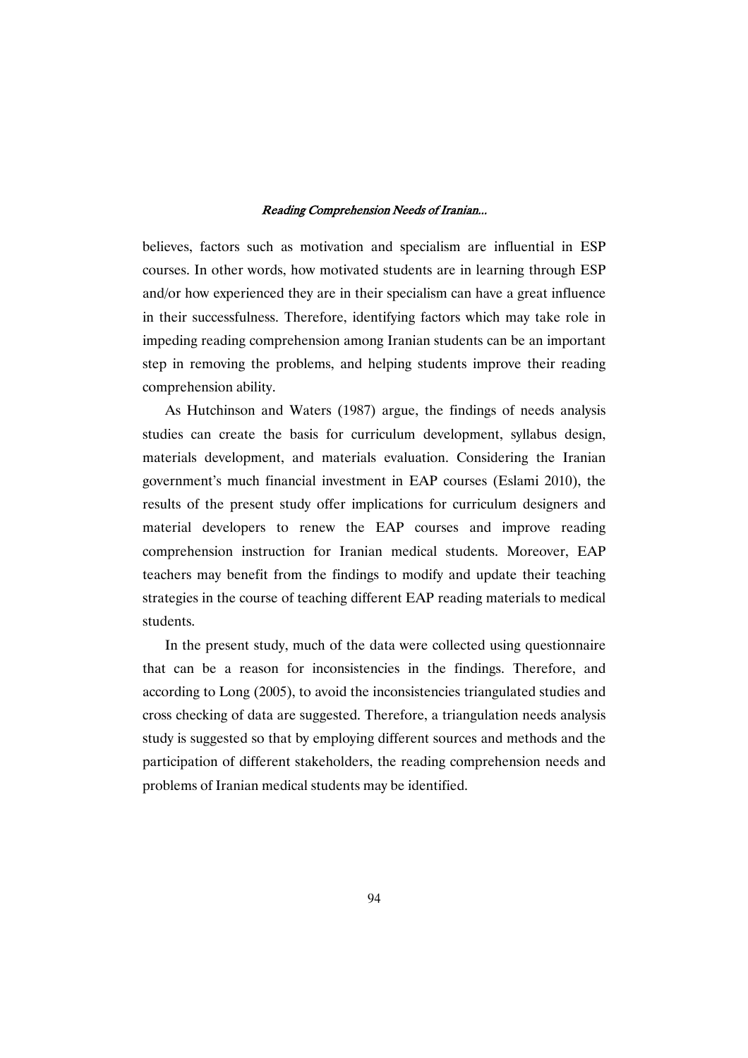believes, factors such as motivation and specialism are influential in ESP courses. In other words, how motivated students are in learning through ESP and/or how experienced they are in their specialism can have a great influence in their successfulness. Therefore, identifying factors which may take role in impeding reading comprehension among Iranian students can be an important step in removing the problems, and helping students improve their reading comprehension ability.

As Hutchinson and Waters (1987) argue, the findings of needs analysis studies can create the basis for curriculum development, syllabus design, materials development, and materials evaluation. Considering the Iranian government's much financial investment in EAP courses (Eslami 2010), the results of the present study offer implications for curriculum designers and material developers to renew the EAP courses and improve reading comprehension instruction for Iranian medical students. Moreover, EAP teachers may benefit from the findings to modify and update their teaching strategies in the course of teaching different EAP reading materials to medical students.

In the present study, much of the data were collected using questionnaire that can be a reason for inconsistencies in the findings. Therefore, and according to Long (2005), to avoid the inconsistencies triangulated studies and cross checking of data are suggested. Therefore, a triangulation needs analysis study is suggested so that by employing different sources and methods and the participation of different stakeholders, the reading comprehension needs and problems of Iranian medical students may be identified.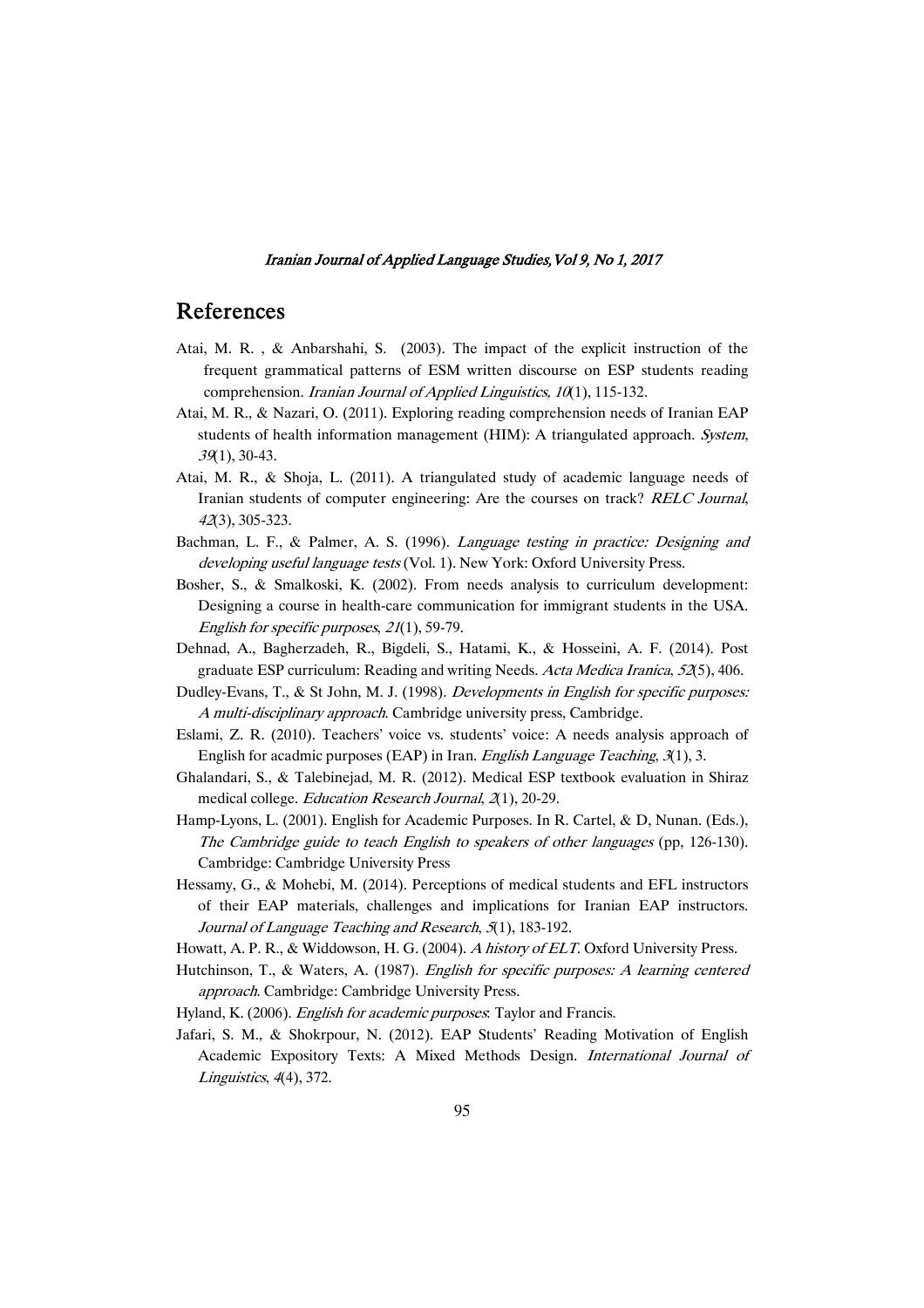## References

Atai, M. R. , & Anbarshahi, S. (2003). The impact of the explicit instruction of the frequent grammatical patterns of ESM written discourse on ESP students reading comprehension. *Iranian Journal of Applied Linguistics, 10*(1), 115-132.

Atai, M. R., & Nazari, O. (2011). Exploring reading comprehension needs of Iranian EAP students of health information management (HIM): A triangulated approach. *System*, *39*(1), 30-43.

Atai, M. R., & Shoja, L. (2011). A triangulated study of academic language needs of Iranian students of computer engineering: Are the courses on track? *RELC Journal*, *42*(3), 305-323.

Bachman, L. F., & Palmer, A. S. (1996). *Language testing in practice: Designing and developing useful language tests* (Vol. 1). New York: Oxford University Press.

Bosher, S., & Smalkoski, K. (2002). From needs analysis to curriculum development: Designing a course in health-care communication for immigrant students in the USA. *English for specific purposes*, *21*(1), 59-79.

Dehnad, A., Bagherzadeh, R., Bigdeli, S., Hatami, K., & Hosseini, A. F. (2014). Post graduate ESP curriculum: Reading and writing Needs. *Acta Medica Iranica*, *52*(5), 406.

Dudley-Evans, T., & St John, M. J. (1998). *Developments in English for specific purposes: A multi-disciplinary approach*. Cambridge university press, Cambridge.

Eslami, Z. R. (2010). Teachers' voice vs. students' voice: A needs analysis approach of English for acadmic purposes (EAP) in Iran. *English Language Teaching*, *3*(1), 3.

Ghalandari, S., & Talebinejad, M. R. (2012). Medical ESP textbook evaluation in Shiraz medical college. *Education Research Journal*, *2*(1), 20-29.

Hamp-Lyons, L. (2001). English for Academic Purposes. In R. Cartel, & D, Nunan. (Eds.), *The Cambridge guide to teach English to speakers of other languages* (pp, 126-130). Cambridge: Cambridge University Press

Hessamy, G., & Mohebi, M. (2014). Perceptions of medical students and EFL instructors of their EAP materials, challenges and implications for Iranian EAP instructors. *Journal of Language Teaching and Research*, *5*(1), 183-192.

Howatt, A. P. R., & Widdowson, H. G. (2004). *A history of ELT*. Oxford University Press.

Hutchinson, T., & Waters, A. (1987). *English for specific purposes: A learning centered approach*. Cambridge: Cambridge University Press.

Hyland, K. (2006). *English for academic purposes*: Taylor and Francis.

Jafari, S. M., & Shokrpour, N. (2012). EAP Students' Reading Motivation of English Academic Expository Texts: A Mixed Methods Design. *International Journal of Linguistics*, *4*(4), 372.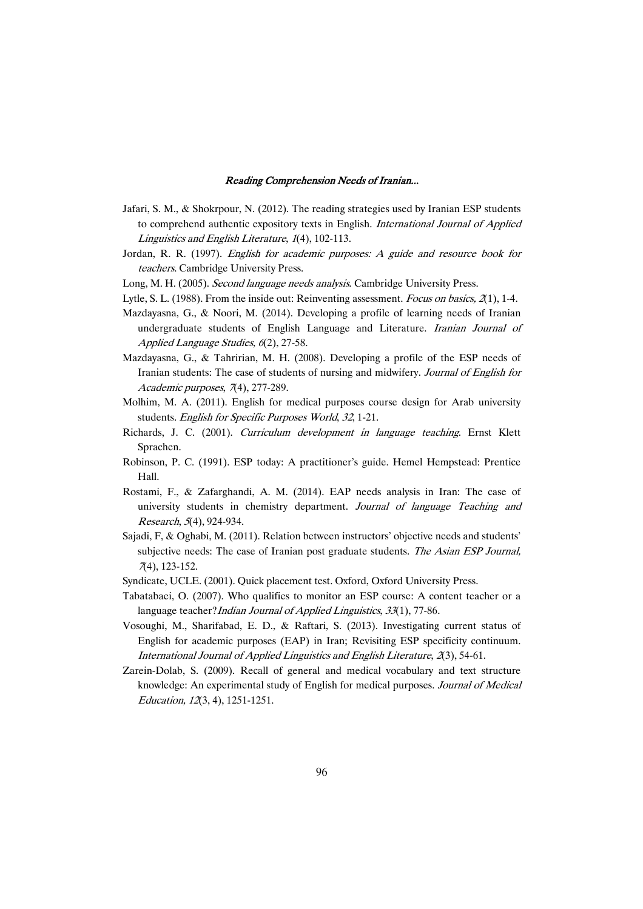Jafari, S. M., & Shokrpour, N. (2012). The reading strategies used by Iranian ESP students to comprehend authentic expository texts in English. *International Journal of Applied Linguistics and English Literature*, *1*(4), 102-113.

Jordan, R. R. (1997). *English for academic purposes: A guide and resource book for teachers*. Cambridge University Press.

Long, M. H. (2005). *Second language needs analysis*. Cambridge University Press.

Lytle, S. L. (1988). From the inside out: Reinventing assessment. *Focus on basics, 2*(1), 1-4.

Mazdayasna, G., & Noori, M. (2014). Developing a profile of learning needs of Iranian undergraduate students of English Language and Literature. *Iranian Journal of Applied Language Studies*, *6*(2), 27-58.

Mazdayasna, G., & Tahririan, M. H. (2008). Developing a profile of the ESP needs of Iranian students: The case of students of nursing and midwifery. *Journal of English for Academic purposes*, *7*(4), 277-289.

Molhim, M. A. (2011). English for medical purposes course design for Arab university students. *English for Specific Purposes World*, *32*, 1-21.

Richards, J. C. (2001). *Curriculum development in language teaching*. Ernst Klett Sprachen.

Robinson, P. C. (1991). ESP today: A practitioner's guide. Hemel Hempstead: Prentice Hall.

Rostami, F., & Zafarghandi, A. M. (2014). EAP needs analysis in Iran: The case of university students in chemistry department. *Journal of language Teaching and Research*, *5*(4), 924-934.

Sajadi, F, & Oghabi, M. (2011). Relation between instructors' objective needs and students' subjective needs: The case of Iranian post graduate students. *The Asian ESP Journal, 7*(4), 123-152.

Syndicate, UCLE. (2001). Quick placement test. Oxford, Oxford University Press.

Tabatabaei, O. (2007). Who qualifies to monitor an ESP course: A content teacher or a language teacher? *Indian Journal of Applied Linguistics*, *33*(1), 77-86.

Vosoughi, M., Sharifabad, E. D., & Raftari, S. (2013). Investigating current status of English for academic purposes (EAP) in Iran; Revisiting ESP specificity continuum. *International Journal of Applied Linguistics and English Literature*, *2*(3), 54-61.

Zarein-Dolab, S. (2009). Recall of general and medical vocabulary and text structure knowledge: An experimental study of English for medical purposes. *Journal of Medical Education, 12*(3, 4), 1251-1251.